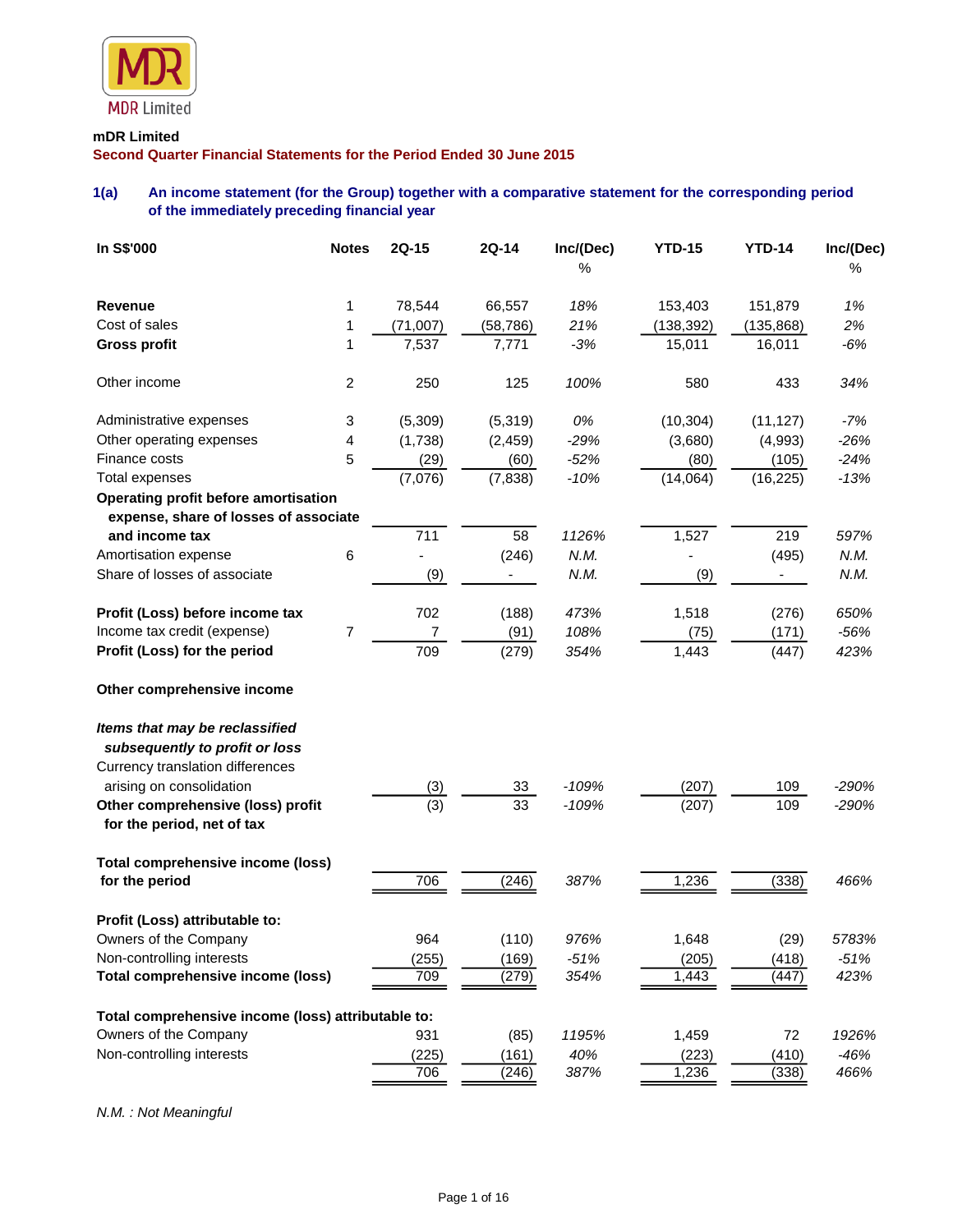MDR Limited

**mDR Limited**

**Second Quarter Financial Statements for the Period Ended 30 June 2015**

### 1(a) An income statement (for the Group) together with a comparative statement for the corresponding period of the immediately preceding financial year

| In S$'000 | Notes | 2Q-15 | 2Q-14 | Inc/(Dec) % | YTD-15 | YTD-14 | Inc/(Dec) % |
|---|---|---|---|---|---|---|---|
| **Revenue** | 1 | 78,544 | 66,557 | *18%* | 153,403 | 151,879 | *1%* |
| Cost of sales | 1 | (71,007) | (58,786) | *21%* | (138,392) | (135,868) | *2%* |
| **Gross profit** | 1 | 7,537 | 7,771 | *-3%* | 15,011 | 16,011 | *-6%* |
| Other income | 2 | 250 | 125 | *100%* | 580 | 433 | *34%* |
| Administrative expenses | 3 | (5,309) | (5,319) | *0%* | (10,304) | (11,127) | *-7%* |
| Other operating expenses | 4 | (1,738) | (2,459) | *-29%* | (3,680) | (4,993) | *-26%* |
| Finance costs | 5 | (29) | (60) | *-52%* | (80) | (105) | *-24%* |
| Total expenses | | (7,076) | (7,838) | *-10%* | (14,064) | (16,225) | *-13%* |
| **Operating profit before amortisation expense, share of losses of associate and income tax** | | 711 | 58 | *1126%* | 1,527 | 219 | *597%* |
| Amortisation expense | 6 | - | (246) | *N.M.* | - | (495) | *N.M.* |
| Share of losses of associate | | (9) | - | *N.M.* | (9) | - | *N.M.* |
| **Profit (Loss) before income tax** | | 702 | (188) | *473%* | 1,518 | (276) | *650%* |
| Income tax credit (expense) | 7 | 7 | (91) | *108%* | (75) | (171) | *-56%* |
| **Profit (Loss) for the period** | | 709 | (279) | *354%* | 1,443 | (447) | *423%* |
| **Other comprehensive income** | | | | | | | |
| ***Items that may be reclassified subsequently to profit or loss*** | | | | | | | |
| Currency translation differences arising on consolidation | | (3) | 33 | *-109%* | (207) | 109 | *-290%* |
| **Other comprehensive (loss) profit for the period, net of tax** | | (3) | 33 | *-109%* | (207) | 109 | *-290%* |
| **Total comprehensive income (loss) for the period** | | 706 | (246) | *387%* | 1,236 | (338) | *466%* |
| **Profit (Loss) attributable to:** | | | | | | | |
| Owners of the Company | | 964 | (110) | *976%* | 1,648 | (29) | *5783%* |
| Non-controlling interests | | (255) | (169) | *-51%* | (205) | (418) | *-51%* |
| **Total comprehensive income (loss)** | | 709 | (279) | *354%* | 1,443 | (447) | *423%* |
| **Total comprehensive income (loss) attributable to:** | | | | | | | |
| Owners of the Company | | 931 | (85) | *1195%* | 1,459 | 72 | *1926%* |
| Non-controlling interests | | (225) | (161) | *40%* | (223) | (410) | *-46%* |
| | | 706 | (246) | *387%* | 1,236 | (338) | *466%* |

*N.M. : Not Meaningful*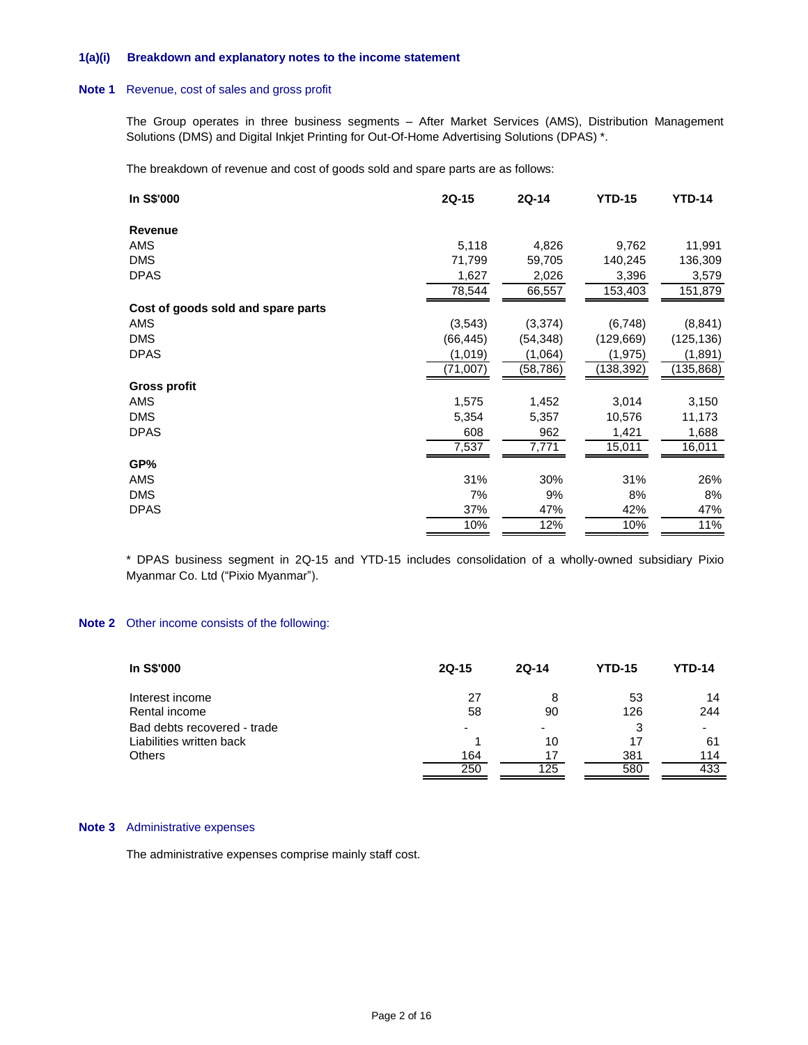### 1(a)(i) Breakdown and explanatory notes to the income statement

**Note 1** Revenue, cost of sales and gross profit

The Group operates in three business segments – After Market Services (AMS), Distribution Management Solutions (DMS) and Digital Inkjet Printing for Out-Of-Home Advertising Solutions (DPAS) *.

The breakdown of revenue and cost of goods sold and spare parts are as follows:

| In S$'000 | 2Q-15 | 2Q-14 | YTD-15 | YTD-14 |
|---|---|---|---|---|
| **Revenue** | | | | |
| AMS | 5,118 | 4,826 | 9,762 | 11,991 |
| DMS | 71,799 | 59,705 | 140,245 | 136,309 |
| DPAS | 1,627 | 2,026 | 3,396 | 3,579 |
| | 78,544 | 66,557 | 153,403 | 151,879 |
| **Cost of goods sold and spare parts** | | | | |
| AMS | (3,543) | (3,374) | (6,748) | (8,841) |
| DMS | (66,445) | (54,348) | (129,669) | (125,136) |
| DPAS | (1,019) | (1,064) | (1,975) | (1,891) |
| | (71,007) | (58,786) | (138,392) | (135,868) |
| **Gross profit** | | | | |
| AMS | 1,575 | 1,452 | 3,014 | 3,150 |
| DMS | 5,354 | 5,357 | 10,576 | 11,173 |
| DPAS | 608 | 962 | 1,421 | 1,688 |
| | 7,537 | 7,771 | 15,011 | 16,011 |
| **GP%** | | | | |
| AMS | 31% | 30% | 31% | 26% |
| DMS | 7% | 9% | 8% | 8% |
| DPAS | 37% | 47% | 42% | 47% |
| | 10% | 12% | 10% | 11% |

* DPAS business segment in 2Q-15 and YTD-15 includes consolidation of a wholly-owned subsidiary Pixio Myanmar Co. Ltd ("Pixio Myanmar").

**Note 2** Other income consists of the following:

| In S$'000 | 2Q-15 | 2Q-14 | YTD-15 | YTD-14 |
|---|---|---|---|---|
| Interest income | 27 | 8 | 53 | 14 |
| Rental income | 58 | 90 | 126 | 244 |
| Bad debts recovered - trade | - | - | 3 | - |
| Liabilities written back | 1 | 10 | 17 | 61 |
| Others | 164 | 17 | 381 | 114 |
| | 250 | 125 | 580 | 433 |

**Note 3** Administrative expenses

The administrative expenses comprise mainly staff cost.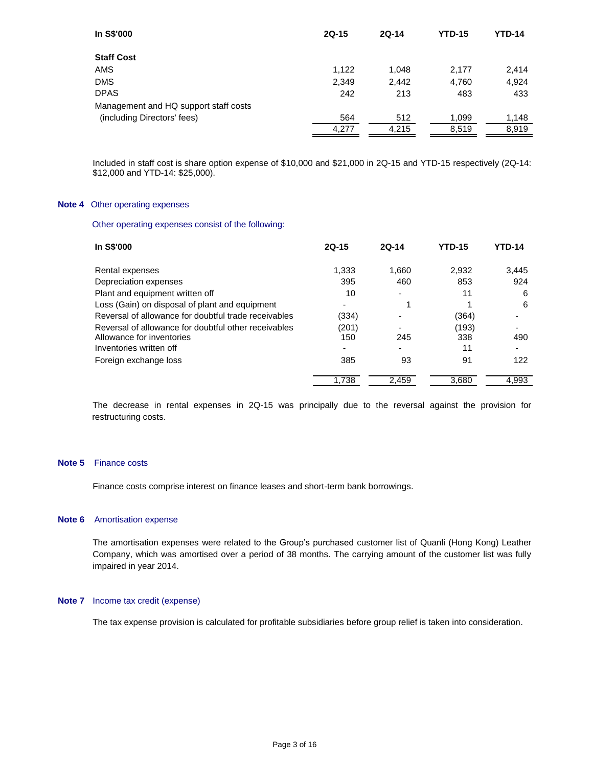| In S$'000 | 2Q-15 | 2Q-14 | YTD-15 | YTD-14 |
|---|---|---|---|---|
| **Staff Cost** | | | | |
| AMS | 1,122 | 1,048 | 2,177 | 2,414 |
| DMS | 2,349 | 2,442 | 4,760 | 4,924 |
| DPAS | 242 | 213 | 483 | 433 |
| Management and HQ support staff costs (including Directors' fees) | 564 | 512 | 1,099 | 1,148 |
| | 4,277 | 4,215 | 8,519 | 8,919 |

Included in staff cost is share option expense of $10,000 and $21,000 in 2Q-15 and YTD-15 respectively (2Q-14: $12,000 and YTD-14: $25,000).

**Note 4** Other operating expenses

Other operating expenses consist of the following:

| In S$'000 | 2Q-15 | 2Q-14 | YTD-15 | YTD-14 |
|---|---|---|---|---|
| Rental expenses | 1,333 | 1,660 | 2,932 | 3,445 |
| Depreciation expenses | 395 | 460 | 853 | 924 |
| Plant and equipment written off | 10 | - | 11 | 6 |
| Loss (Gain) on disposal of plant and equipment | - | 1 | 1 | 6 |
| Reversal of allowance for doubtful trade receivables | (334) | - | (364) | - |
| Reversal of allowance for doubtful other receivables | (201) | - | (193) | - |
| Allowance for inventories | 150 | 245 | 338 | 490 |
| Inventories written off | - | - | 11 | - |
| Foreign exchange loss | 385 | 93 | 91 | 122 |
| | 1,738 | 2,459 | 3,680 | 4,993 |

The decrease in rental expenses in 2Q-15 was principally due to the reversal against the provision for restructuring costs.

**Note 5** Finance costs

Finance costs comprise interest on finance leases and short-term bank borrowings.

**Note 6** Amortisation expense

The amortisation expenses were related to the Group's purchased customer list of Quanli (Hong Kong) Leather Company, which was amortised over a period of 38 months. The carrying amount of the customer list was fully impaired in year 2014.

**Note 7** Income tax credit (expense)

The tax expense provision is calculated for profitable subsidiaries before group relief is taken into consideration.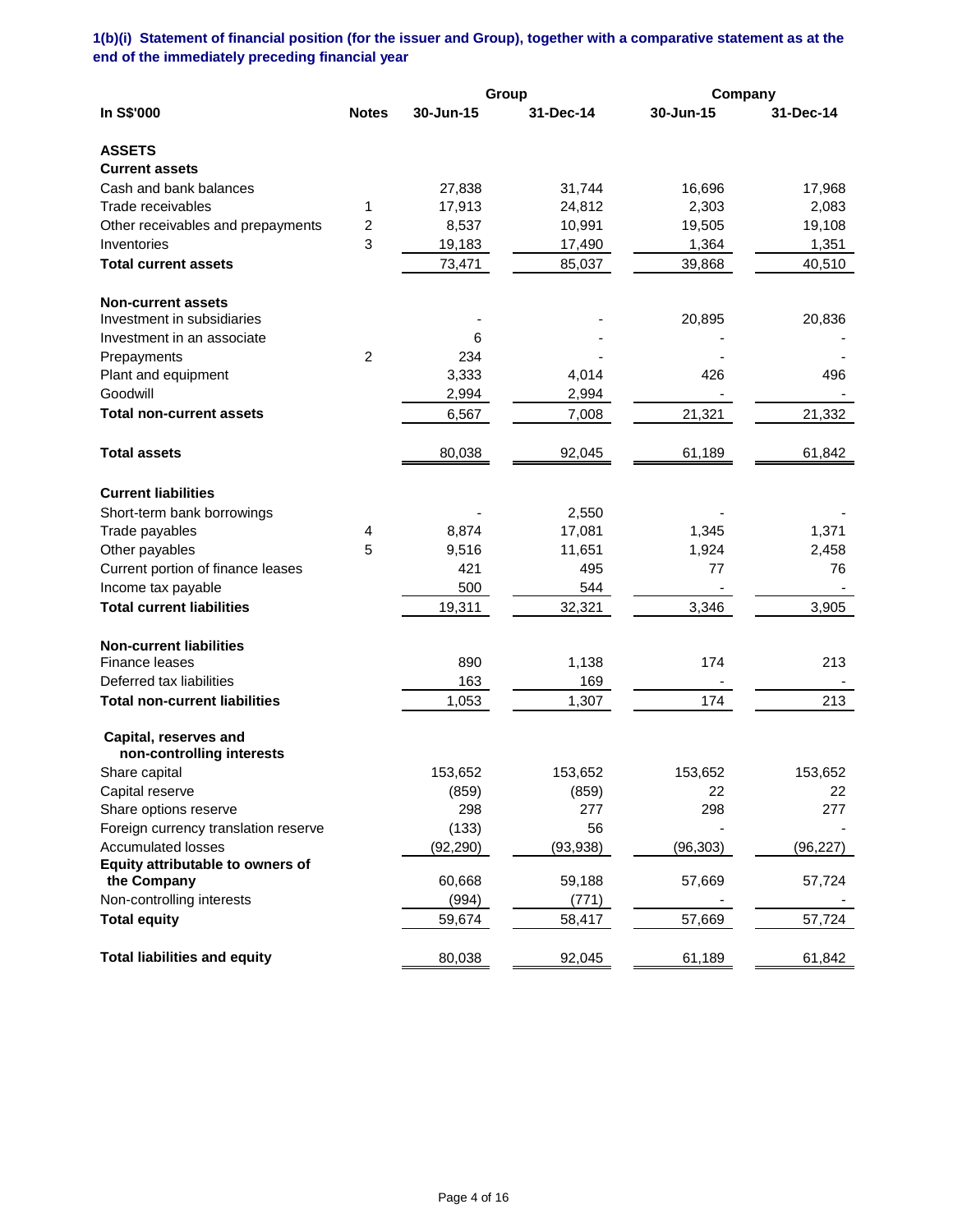**1(b)(i) Statement of financial position (for the issuer and Group), together with a comparative statement as at the end of the immediately preceding financial year**

| | | Group | | Company | |
|---|---|---|---|---|---|
| **In S$'000** | **Notes** | **30-Jun-15** | **31-Dec-14** | **30-Jun-15** | **31-Dec-14** |
| **ASSETS** | | | | | |
| **Current assets** | | | | | |
| Cash and bank balances | | 27,838 | 31,744 | 16,696 | 17,968 |
| Trade receivables | 1 | 17,913 | 24,812 | 2,303 | 2,083 |
| Other receivables and prepayments | 2 | 8,537 | 10,991 | 19,505 | 19,108 |
| Inventories | 3 | 19,183 | 17,490 | 1,364 | 1,351 |
| **Total current assets** | | 73,471 | 85,037 | 39,868 | 40,510 |
| **Non-current assets** | | | | | |
| Investment in subsidiaries | | - | - | 20,895 | 20,836 |
| Investment in an associate | | 6 | - | - | - |
| Prepayments | 2 | 234 | - | - | - |
| Plant and equipment | | 3,333 | 4,014 | 426 | 496 |
| Goodwill | | 2,994 | 2,994 | - | - |
| **Total non-current assets** | | 6,567 | 7,008 | 21,321 | 21,332 |
| **Total assets** | | 80,038 | 92,045 | 61,189 | 61,842 |
| **Current liabilities** | | | | | |
| Short-term bank borrowings | | - | 2,550 | - | - |
| Trade payables | 4 | 8,874 | 17,081 | 1,345 | 1,371 |
| Other payables | 5 | 9,516 | 11,651 | 1,924 | 2,458 |
| Current portion of finance leases | | 421 | 495 | 77 | 76 |
| Income tax payable | | 500 | 544 | - | - |
| **Total current liabilities** | | 19,311 | 32,321 | 3,346 | 3,905 |
| **Non-current liabilities** | | | | | |
| Finance leases | | 890 | 1,138 | 174 | 213 |
| Deferred tax liabilities | | 163 | 169 | - | - |
| **Total non-current liabilities** | | 1,053 | 1,307 | 174 | 213 |
| **Capital, reserves and non-controlling interests** | | | | | |
| Share capital | | 153,652 | 153,652 | 153,652 | 153,652 |
| Capital reserve | | (859) | (859) | 22 | 22 |
| Share options reserve | | 298 | 277 | 298 | 277 |
| Foreign currency translation reserve | | (133) | 56 | - | - |
| Accumulated losses | | (92,290) | (93,938) | (96,303) | (96,227) |
| **Equity attributable to owners of the Company** | | 60,668 | 59,188 | 57,669 | 57,724 |
| Non-controlling interests | | (994) | (771) | - | - |
| **Total equity** | | 59,674 | 58,417 | 57,669 | 57,724 |
| **Total liabilities and equity** | | 80,038 | 92,045 | 61,189 | 61,842 |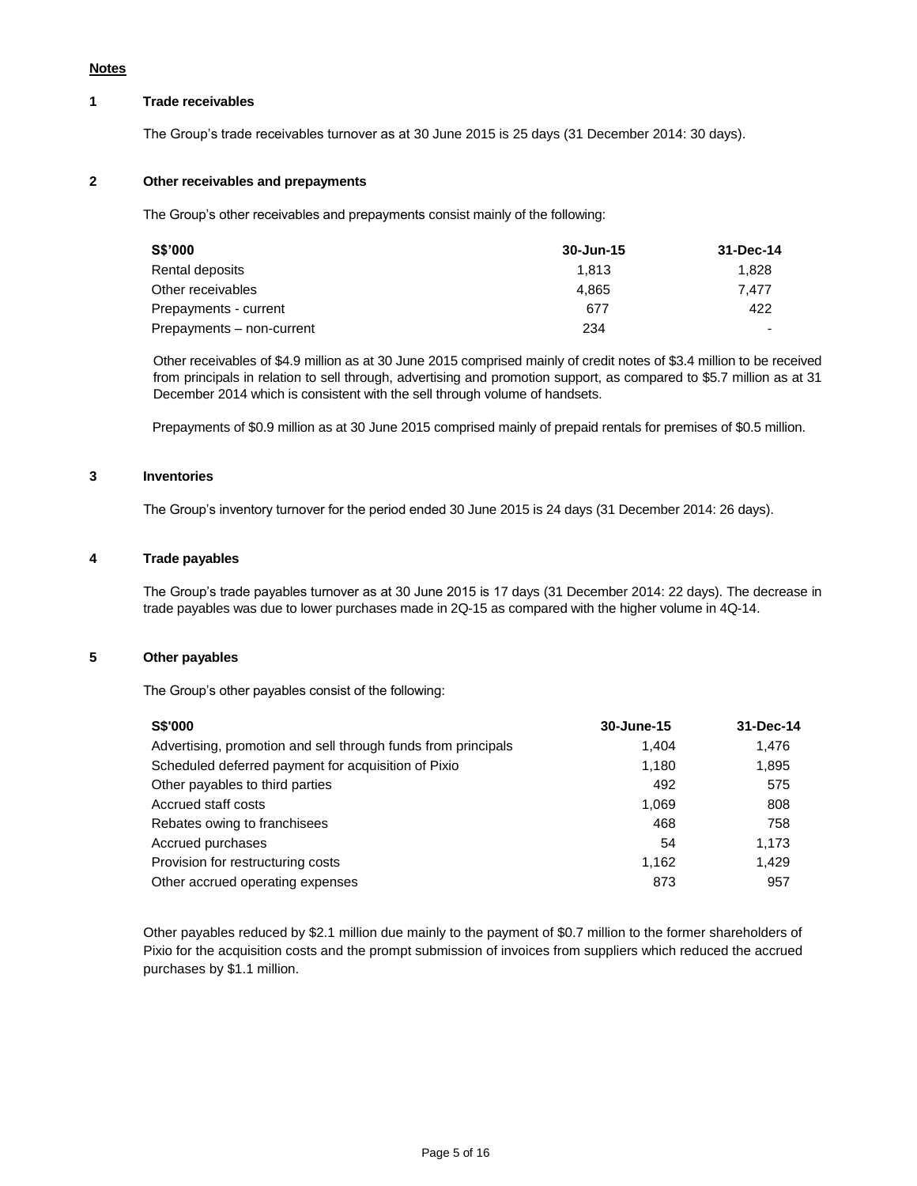**Notes**

### 1 Trade receivables

The Group's trade receivables turnover as at 30 June 2015 is 25 days (31 December 2014: 30 days).

### 2 Other receivables and prepayments

The Group's other receivables and prepayments consist mainly of the following:

| S$'000 | 30-Jun-15 | 31-Dec-14 |
|---|---|---|
| Rental deposits | 1,813 | 1,828 |
| Other receivables | 4,865 | 7,477 |
| Prepayments - current | 677 | 422 |
| Prepayments – non-current | 234 | - |

Other receivables of $4.9 million as at 30 June 2015 comprised mainly of credit notes of $3.4 million to be received from principals in relation to sell through, advertising and promotion support, as compared to $5.7 million as at 31 December 2014 which is consistent with the sell through volume of handsets.

Prepayments of $0.9 million as at 30 June 2015 comprised mainly of prepaid rentals for premises of $0.5 million.

### 3 Inventories

The Group's inventory turnover for the period ended 30 June 2015 is 24 days (31 December 2014: 26 days).

### 4 Trade payables

The Group's trade payables turnover as at 30 June 2015 is 17 days (31 December 2014: 22 days). The decrease in trade payables was due to lower purchases made in 2Q-15 as compared with the higher volume in 4Q-14.

### 5 Other payables

The Group's other payables consist of the following:

| S$'000 | 30-June-15 | 31-Dec-14 |
|---|---|---|
| Advertising, promotion and sell through funds from principals | 1,404 | 1,476 |
| Scheduled deferred payment for acquisition of Pixio | 1,180 | 1,895 |
| Other payables to third parties | 492 | 575 |
| Accrued staff costs | 1,069 | 808 |
| Rebates owing to franchisees | 468 | 758 |
| Accrued purchases | 54 | 1,173 |
| Provision for restructuring costs | 1,162 | 1,429 |
| Other accrued operating expenses | 873 | 957 |

Other payables reduced by $2.1 million due mainly to the payment of $0.7 million to the former shareholders of Pixio for the acquisition costs and the prompt submission of invoices from suppliers which reduced the accrued purchases by $1.1 million.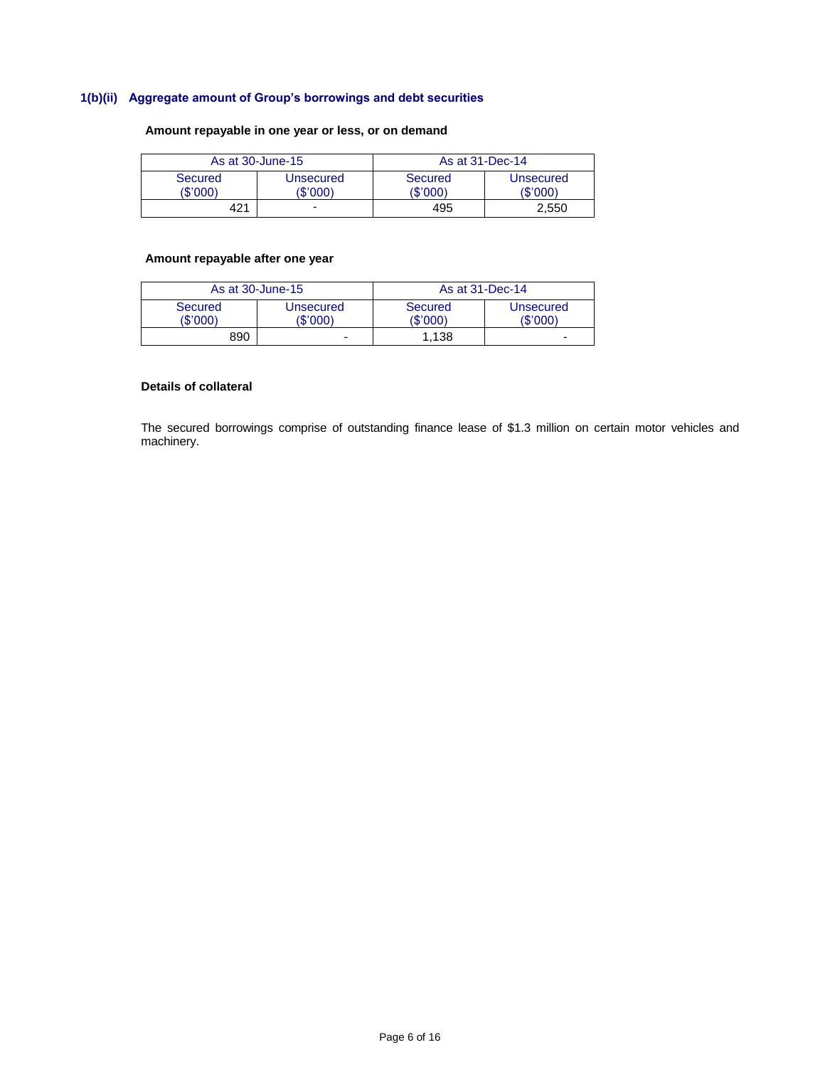### 1(b)(ii) Aggregate amount of Group's borrowings and debt securities

**Amount repayable in one year or less, or on demand**

| As at 30-June-15 | | As at 31-Dec-14 | |
|---|---|---|---|
| Secured ($'000) | Unsecured ($'000) | Secured ($'000) | Unsecured ($'000) |
| 421 | - | 495 | 2,550 |

**Amount repayable after one year**

| As at 30-June-15 | | As at 31-Dec-14 | |
|---|---|---|---|
| Secured ($'000) | Unsecured ($'000) | Secured ($'000) | Unsecured ($'000) |
| 890 | - | 1,138 | - |

**Details of collateral**

The secured borrowings comprise of outstanding finance lease of $1.3 million on certain motor vehicles and machinery.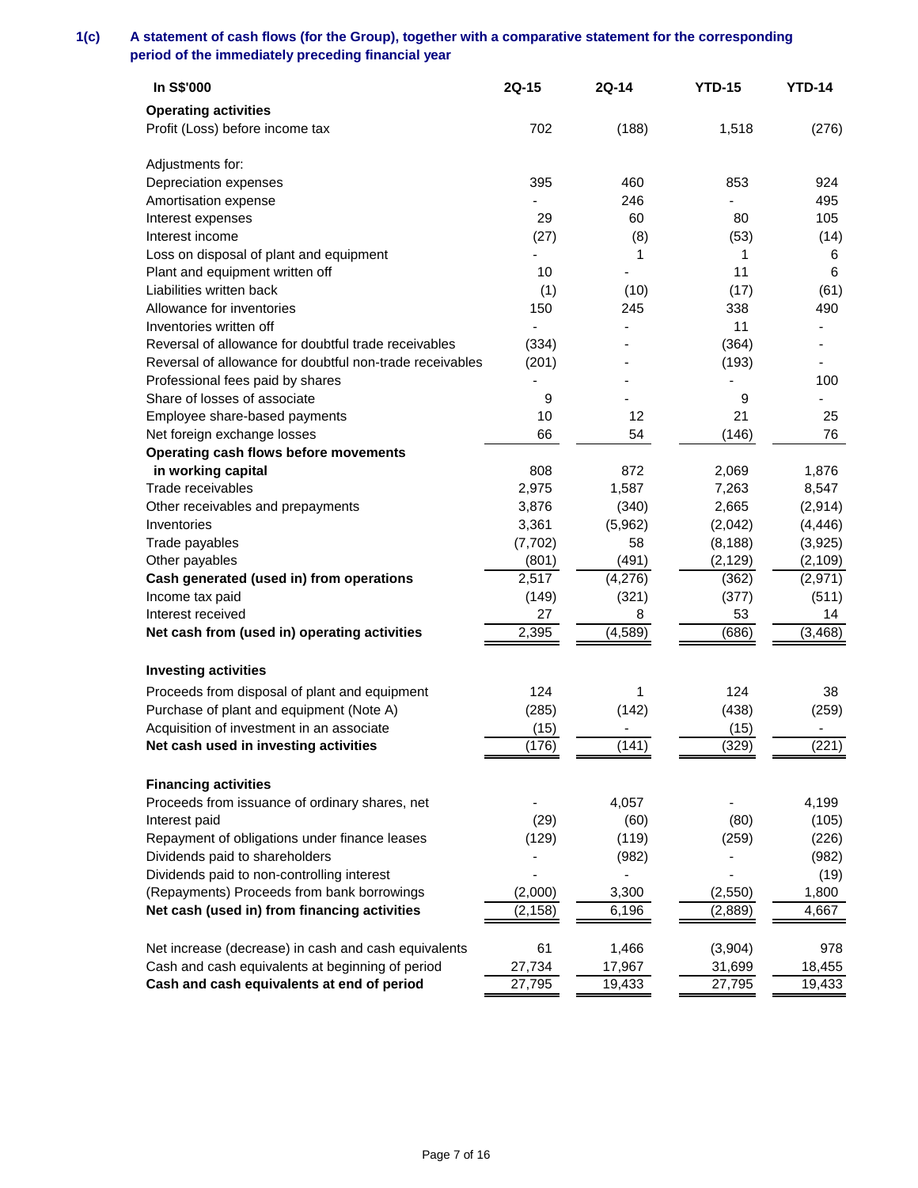**1(c) A statement of cash flows (for the Group), together with a comparative statement for the corresponding period of the immediately preceding financial year**

| In S$'000 | 2Q-15 | 2Q-14 | YTD-15 | YTD-14 |
|---|---|---|---|---|
| **Operating activities** | | | | |
| Profit (Loss) before income tax | 702 | (188) | 1,518 | (276) |
| | | | | |
| Adjustments for: | | | | |
| Depreciation expenses | 395 | 460 | 853 | 924 |
| Amortisation expense | - | 246 | - | 495 |
| Interest expenses | 29 | 60 | 80 | 105 |
| Interest income | (27) | (8) | (53) | (14) |
| Loss on disposal of plant and equipment | - | 1 | 1 | 6 |
| Plant and equipment written off | 10 | - | 11 | 6 |
| Liabilities written back | (1) | (10) | (17) | (61) |
| Allowance for inventories | 150 | 245 | 338 | 490 |
| Inventories written off | - | - | 11 | - |
| Reversal of allowance for doubtful trade receivables | (334) | - | (364) | - |
| Reversal of allowance for doubtful non-trade receivables | (201) | - | (193) | - |
| Professional fees paid by shares | - | - | - | 100 |
| Share of losses of associate | 9 | - | 9 | - |
| Employee share-based payments | 10 | 12 | 21 | 25 |
| Net foreign exchange losses | 66 | 54 | (146) | 76 |
| **Operating cash flows before movements in working capital** | 808 | 872 | 2,069 | 1,876 |
| Trade receivables | 2,975 | 1,587 | 7,263 | 8,547 |
| Other receivables and prepayments | 3,876 | (340) | 2,665 | (2,914) |
| Inventories | 3,361 | (5,962) | (2,042) | (4,446) |
| Trade payables | (7,702) | 58 | (8,188) | (3,925) |
| Other payables | (801) | (491) | (2,129) | (2,109) |
| **Cash generated (used in) from operations** | 2,517 | (4,276) | (362) | (2,971) |
| Income tax paid | (149) | (321) | (377) | (511) |
| Interest received | 27 | 8 | 53 | 14 |
| **Net cash from (used in) operating activities** | 2,395 | (4,589) | (686) | (3,468) |
| | | | | |
| **Investing activities** | | | | |
| Proceeds from disposal of plant and equipment | 124 | 1 | 124 | 38 |
| Purchase of plant and equipment (Note A) | (285) | (142) | (438) | (259) |
| Acquisition of investment in an associate | (15) | - | (15) | - |
| **Net cash used in investing activities** | (176) | (141) | (329) | (221) |
| | | | | |
| **Financing activities** | | | | |
| Proceeds from issuance of ordinary shares, net | - | 4,057 | - | 4,199 |
| Interest paid | (29) | (60) | (80) | (105) |
| Repayment of obligations under finance leases | (129) | (119) | (259) | (226) |
| Dividends paid to shareholders | - | (982) | - | (982) |
| Dividends paid to non-controlling interest | - | - | - | (19) |
| (Repayments) Proceeds from bank borrowings | (2,000) | 3,300 | (2,550) | 1,800 |
| **Net cash (used in) from financing activities** | (2,158) | 6,196 | (2,889) | 4,667 |
| | | | | |
| Net increase (decrease) in cash and cash equivalents | 61 | 1,466 | (3,904) | 978 |
| Cash and cash equivalents at beginning of period | 27,734 | 17,967 | 31,699 | 18,455 |
| **Cash and cash equivalents at end of period** | 27,795 | 19,433 | 27,795 | 19,433 |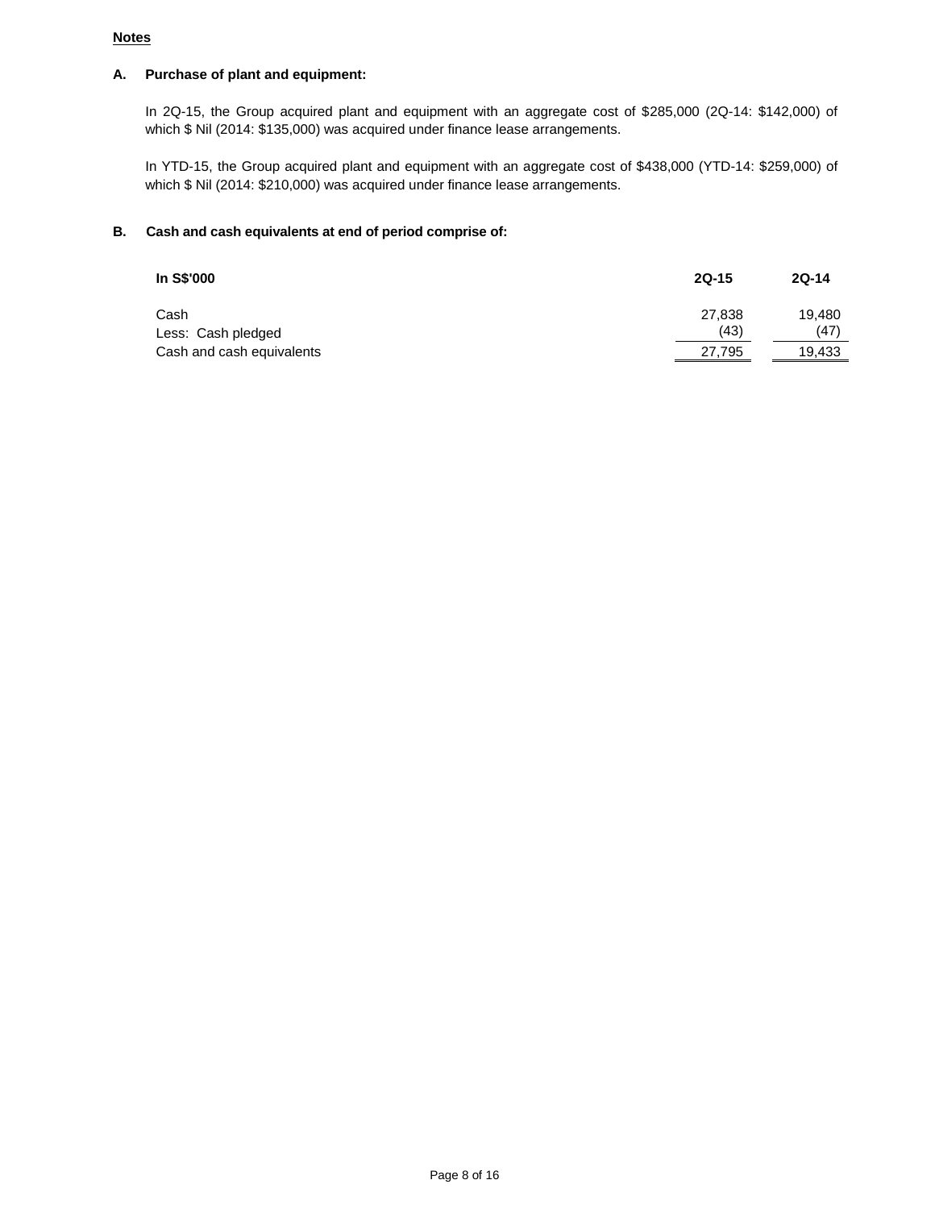**Notes**

**A. Purchase of plant and equipment:**

In 2Q-15, the Group acquired plant and equipment with an aggregate cost of $285,000 (2Q-14: $142,000) of which $ Nil (2014: $135,000) was acquired under finance lease arrangements.

In YTD-15, the Group acquired plant and equipment with an aggregate cost of $438,000 (YTD-14: $259,000) of which $ Nil (2014: $210,000) was acquired under finance lease arrangements.

**B. Cash and cash equivalents at end of period comprise of:**

| In S$'000 | 2Q-15 | 2Q-14 |
|---|---|---|
| Cash | 27,838 | 19,480 |
| Less: Cash pledged | (43) | (47) |
| Cash and cash equivalents | 27,795 | 19,433 |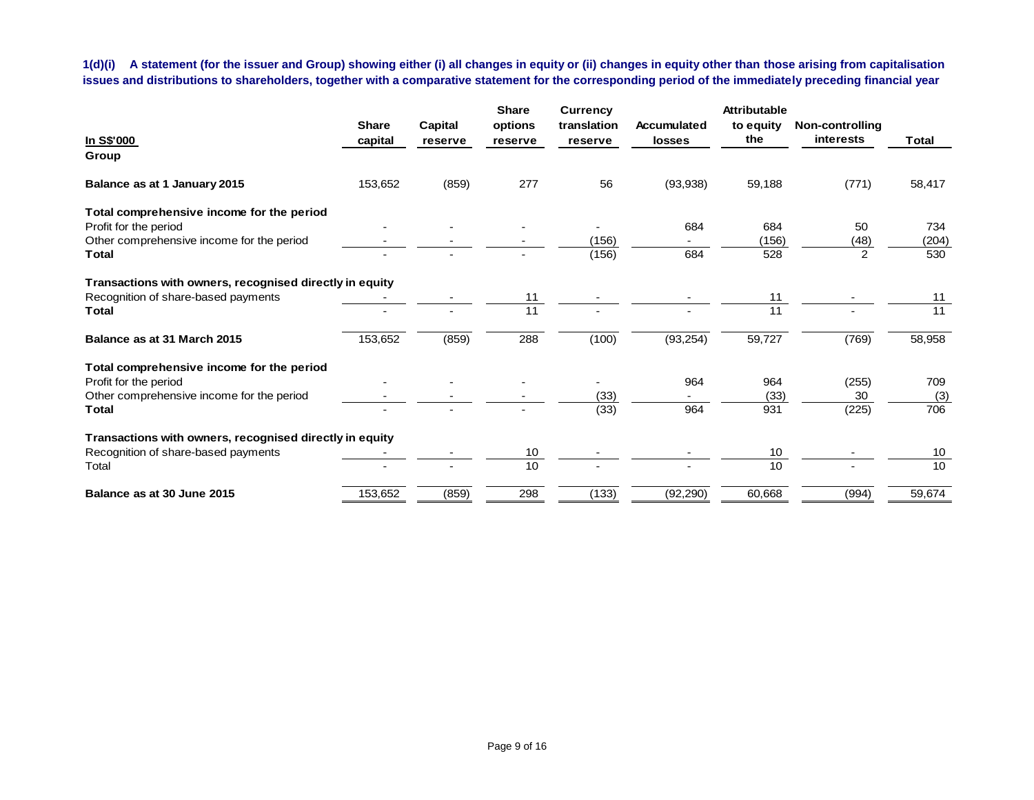**1(d)(i) A statement (for the issuer and Group) showing either (i) all changes in equity or (ii) changes in equity other than those arising from capitalisation issues and distributions to shareholders, together with a comparative statement for the corresponding period of the immediately preceding financial year**

| In S$'000 | Share capital | Capital reserve | Share options reserve | Currency translation reserve | Accumulated losses | Attributable to equity the | Non-controlling interests | Total |
|---|---|---|---|---|---|---|---|---|
| **Group** | | | | | | | | |
| **Balance as at 1 January 2015** | 153,652 | (859) | 277 | 56 | (93,938) | 59,188 | (771) | 58,417 |
| **Total comprehensive income for the period** | | | | | | | | |
| Profit for the period | - | - | - | - | 684 | 684 | 50 | 734 |
| Other comprehensive income for the period | - | - | - | (156) | - | (156) | (48) | (204) |
| **Total** | - | - | - | (156) | 684 | 528 | 2 | 530 |
| **Transactions with owners, recognised directly in equity** | | | | | | | | |
| Recognition of share-based payments | - | - | 11 | - | - | 11 | - | 11 |
| **Total** | - | - | 11 | - | - | 11 | - | 11 |
| **Balance as at 31 March 2015** | 153,652 | (859) | 288 | (100) | (93,254) | 59,727 | (769) | 58,958 |
| **Total comprehensive income for the period** | | | | | | | | |
| Profit for the period | - | - | - | - | 964 | 964 | (255) | 709 |
| Other comprehensive income for the period | - | - | - | (33) | - | (33) | 30 | (3) |
| **Total** | - | - | - | (33) | 964 | 931 | (225) | 706 |
| **Transactions with owners, recognised directly in equity** | | | | | | | | |
| Recognition of share-based payments | - | - | 10 | - | - | 10 | - | 10 |
| Total | - | - | 10 | - | - | 10 | - | 10 |
| **Balance as at 30 June 2015** | 153,652 | (859) | 298 | (133) | (92,290) | 60,668 | (994) | 59,674 |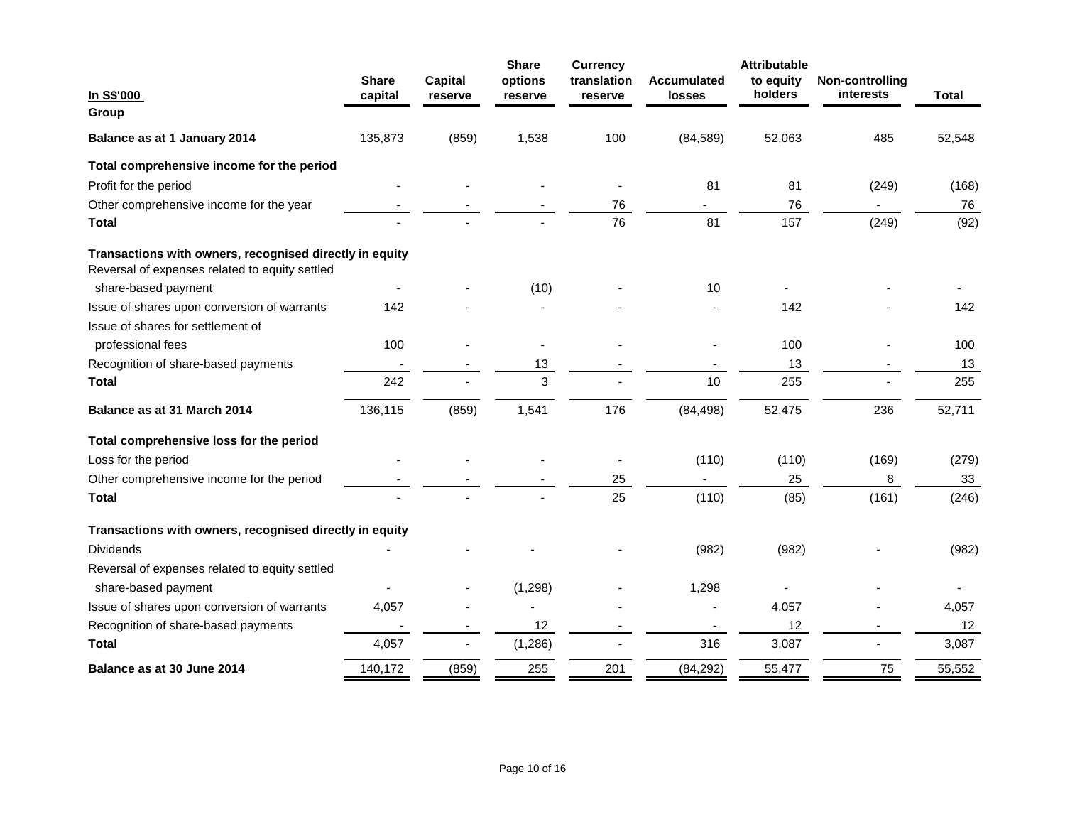| In S$'000 | Share capital | Capital reserve | Share options reserve | Currency translation reserve | Accumulated losses | Attributable to equity holders | Non-controlling interests | Total |
|---|---|---|---|---|---|---|---|---|
| **Group** | | | | | | | | |
| **Balance as at 1 January 2014** | 135,873 | (859) | 1,538 | 100 | (84,589) | 52,063 | 485 | 52,548 |
| **Total comprehensive income for the period** | | | | | | | | |
| Profit for the period | - | - | - | - | 81 | 81 | (249) | (168) |
| Other comprehensive income for the year | - | - | - | 76 | - | 76 | - | 76 |
| **Total** | - | - | - | 76 | 81 | 157 | (249) | (92) |
| **Transactions with owners, recognised directly in equity** | | | | | | | | |
| Reversal of expenses related to equity settled share-based payment | - | - | (10) | - | 10 | - | - | - |
| Issue of shares upon conversion of warrants | 142 | - | - | - | - | 142 | - | 142 |
| Issue of shares for settlement of professional fees | 100 | - | - | - | - | 100 | - | 100 |
| Recognition of share-based payments | - | - | 13 | - | - | 13 | - | 13 |
| **Total** | 242 | - | 3 | - | 10 | 255 | - | 255 |
| **Balance as at 31 March 2014** | 136,115 | (859) | 1,541 | 176 | (84,498) | 52,475 | 236 | 52,711 |
| **Total comprehensive loss for the period** | | | | | | | | |
| Loss for the period | - | - | - | - | (110) | (110) | (169) | (279) |
| Other comprehensive income for the period | - | - | - | 25 | - | 25 | 8 | 33 |
| **Total** | - | - | - | 25 | (110) | (85) | (161) | (246) |
| **Transactions with owners, recognised directly in equity** | | | | | | | | |
| Dividends | - | - | - | - | (982) | (982) | - | (982) |
| Reversal of expenses related to equity settled share-based payment | - | - | (1,298) | - | 1,298 | - | - | - |
| Issue of shares upon conversion of warrants | 4,057 | - | - | - | - | 4,057 | - | 4,057 |
| Recognition of share-based payments | - | - | 12 | - | - | 12 | - | 12 |
| **Total** | 4,057 | - | (1,286) | - | 316 | 3,087 | - | 3,087 |
| **Balance as at 30 June 2014** | 140,172 | (859) | 255 | 201 | (84,292) | 55,477 | 75 | 55,552 |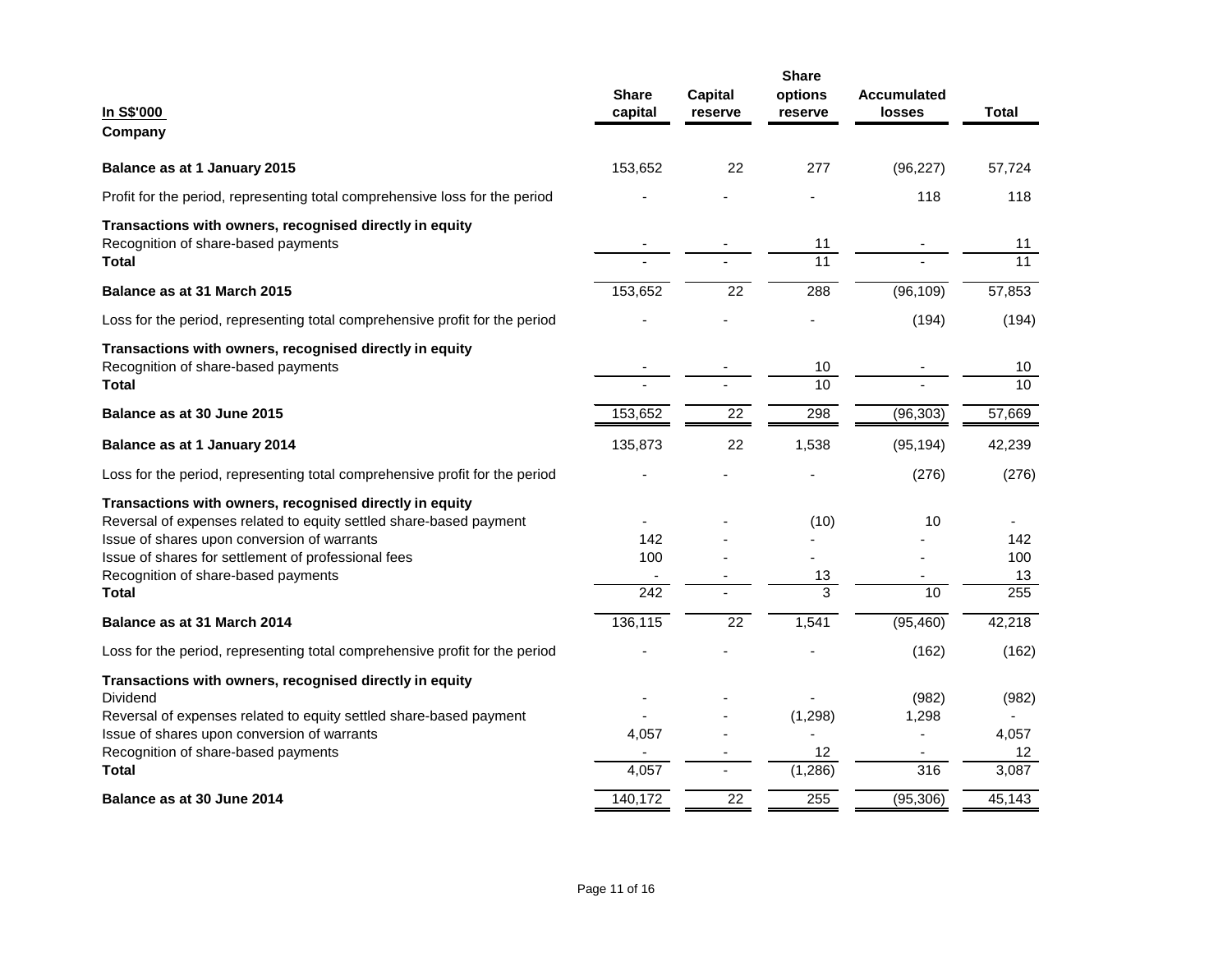| In S$'000 | Share capital | Capital reserve | Share options reserve | Accumulated losses | Total |
|---|---|---|---|---|---|
| **Company** | | | | | |
| **Balance as at 1 January 2015** | 153,652 | 22 | 277 | (96,227) | 57,724 |
| Profit for the period, representing total comprehensive loss for the period | - | - | - | 118 | 118 |
| **Transactions with owners, recognised directly in equity** | | | | | |
| Recognition of share-based payments | - | - | 11 | - | 11 |
| **Total** | - | - | 11 | - | 11 |
| **Balance as at 31 March 2015** | 153,652 | 22 | 288 | (96,109) | 57,853 |
| Loss for the period, representing total comprehensive profit for the period | - | - | - | (194) | (194) |
| **Transactions with owners, recognised directly in equity** | | | | | |
| Recognition of share-based payments | - | - | 10 | - | 10 |
| **Total** | - | - | 10 | - | 10 |
| **Balance as at 30 June 2015** | 153,652 | 22 | 298 | (96,303) | 57,669 |
| **Balance as at 1 January 2014** | 135,873 | 22 | 1,538 | (95,194) | 42,239 |
| Loss for the period, representing total comprehensive profit for the period | - | - | - | (276) | (276) |
| **Transactions with owners, recognised directly in equity** | | | | | |
| Reversal of expenses related to equity settled share-based payment | - | - | (10) | 10 | - |
| Issue of shares upon conversion of warrants | 142 | - | - | - | 142 |
| Issue of shares for settlement of professional fees | 100 | - | - | - | 100 |
| Recognition of share-based payments | - | - | 13 | - | 13 |
| **Total** | 242 | - | 3 | 10 | 255 |
| **Balance as at 31 March 2014** | 136,115 | 22 | 1,541 | (95,460) | 42,218 |
| Loss for the period, representing total comprehensive profit for the period | - | - | - | (162) | (162) |
| **Transactions with owners, recognised directly in equity** | | | | | |
| Dividend | - | - | - | (982) | (982) |
| Reversal of expenses related to equity settled share-based payment | - | - | (1,298) | 1,298 | - |
| Issue of shares upon conversion of warrants | 4,057 | - | - | - | 4,057 |
| Recognition of share-based payments | - | - | 12 | - | 12 |
| **Total** | 4,057 | - | (1,286) | 316 | 3,087 |
| **Balance as at 30 June 2014** | 140,172 | 22 | 255 | (95,306) | 45,143 |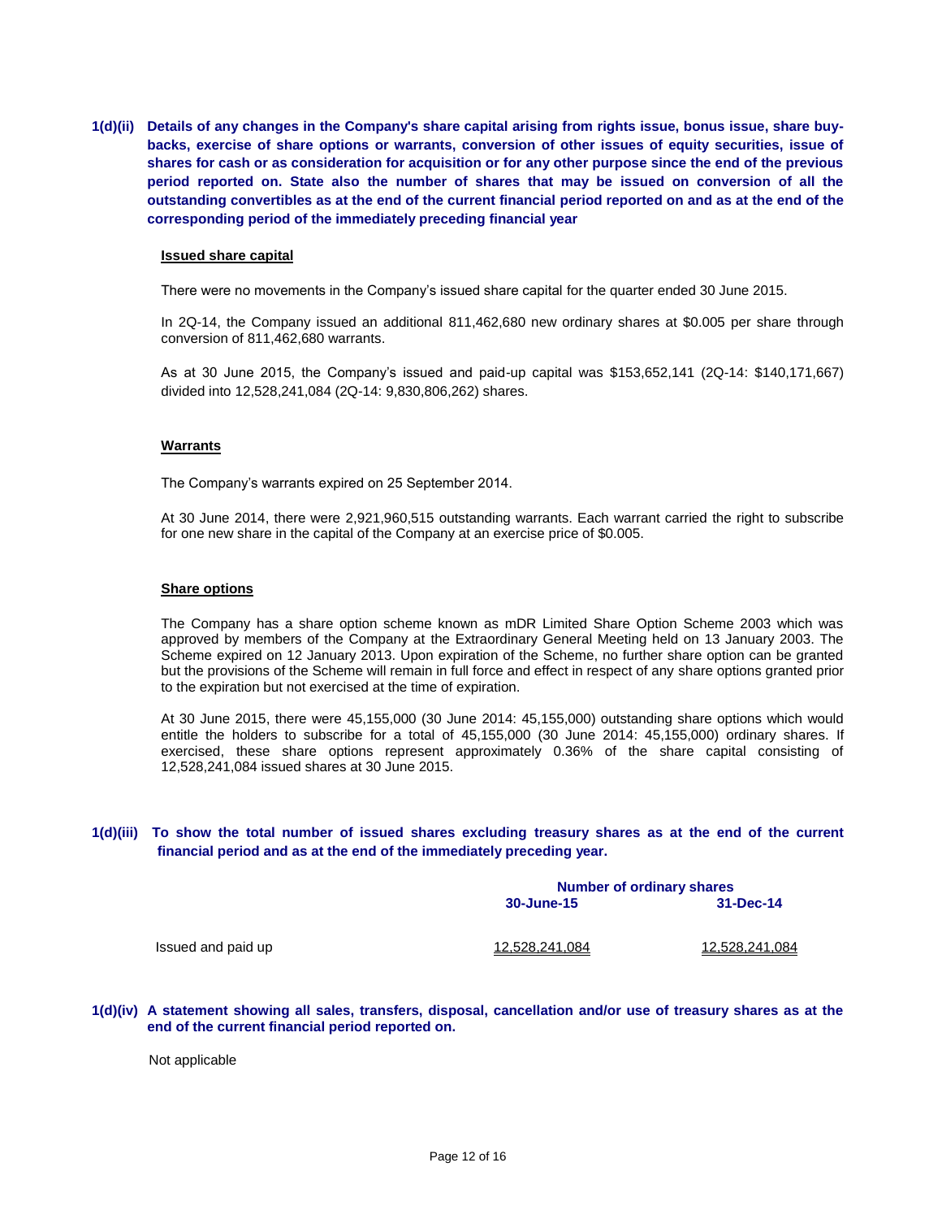**1(d)(ii) Details of any changes in the Company's share capital arising from rights issue, bonus issue, share buy-backs, exercise of share options or warrants, conversion of other issues of equity securities, issue of shares for cash or as consideration for acquisition or for any other purpose since the end of the previous period reported on. State also the number of shares that may be issued on conversion of all the outstanding convertibles as at the end of the current financial period reported on and as at the end of the corresponding period of the immediately preceding financial year**

**Issued share capital**

There were no movements in the Company's issued share capital for the quarter ended 30 June 2015.

In 2Q-14, the Company issued an additional 811,462,680 new ordinary shares at $0.005 per share through conversion of 811,462,680 warrants.

As at 30 June 2015, the Company's issued and paid-up capital was $153,652,141 (2Q-14: $140,171,667) divided into 12,528,241,084 (2Q-14: 9,830,806,262) shares.

**Warrants**

The Company's warrants expired on 25 September 2014.

At 30 June 2014, there were 2,921,960,515 outstanding warrants. Each warrant carried the right to subscribe for one new share in the capital of the Company at an exercise price of $0.005.

**Share options**

The Company has a share option scheme known as mDR Limited Share Option Scheme 2003 which was approved by members of the Company at the Extraordinary General Meeting held on 13 January 2003. The Scheme expired on 12 January 2013. Upon expiration of the Scheme, no further share option can be granted but the provisions of the Scheme will remain in full force and effect in respect of any share options granted prior to the expiration but not exercised at the time of expiration.

At 30 June 2015, there were 45,155,000 (30 June 2014: 45,155,000) outstanding share options which would entitle the holders to subscribe for a total of 45,155,000 (30 June 2014: 45,155,000) ordinary shares. If exercised, these share options represent approximately 0.36% of the share capital consisting of 12,528,241,084 issued shares at 30 June 2015.

**1(d)(iii) To show the total number of issued shares excluding treasury shares as at the end of the current financial period and as at the end of the immediately preceding year.**

| | Number of ordinary shares | |
|---|---|---|
| | **30-June-15** | **31-Dec-14** |
| Issued and paid up | 12,528,241,084 | 12,528,241,084 |

**1(d)(iv) A statement showing all sales, transfers, disposal, cancellation and/or use of treasury shares as at the end of the current financial period reported on.**

Not applicable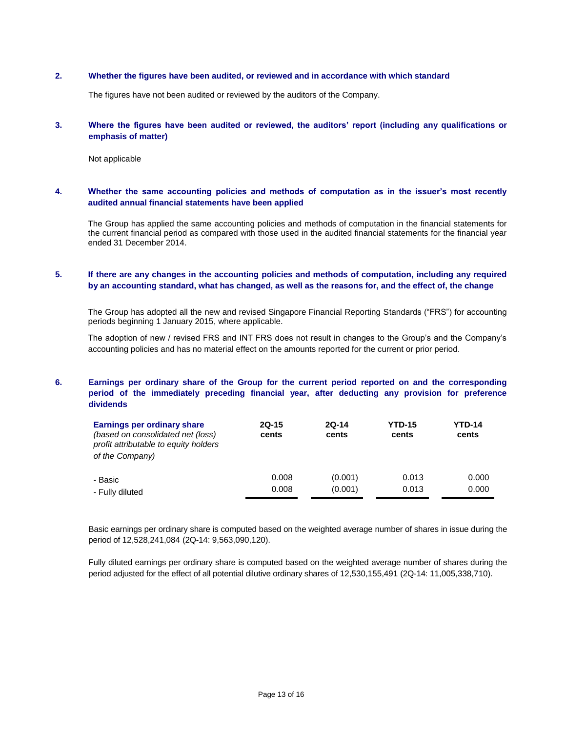**2. Whether the figures have been audited, or reviewed and in accordance with which standard**

The figures have not been audited or reviewed by the auditors of the Company.

**3. Where the figures have been audited or reviewed, the auditors' report (including any qualifications or emphasis of matter)**

Not applicable

**4. Whether the same accounting policies and methods of computation as in the issuer's most recently audited annual financial statements have been applied**

The Group has applied the same accounting policies and methods of computation in the financial statements for the current financial period as compared with those used in the audited financial statements for the financial year ended 31 December 2014.

**5. If there are any changes in the accounting policies and methods of computation, including any required by an accounting standard, what has changed, as well as the reasons for, and the effect of, the change**

The Group has adopted all the new and revised Singapore Financial Reporting Standards ("FRS") for accounting periods beginning 1 January 2015, where applicable.

The adoption of new / revised FRS and INT FRS does not result in changes to the Group's and the Company's accounting policies and has no material effect on the amounts reported for the current or prior period.

**6. Earnings per ordinary share of the Group for the current period reported on and the corresponding period of the immediately preceding financial year, after deducting any provision for preference dividends**

| **Earnings per ordinary share** *(based on consolidated net (loss) profit attributable to equity holders of the Company)* | **2Q-15 cents** | **2Q-14 cents** | **YTD-15 cents** | **YTD-14 cents** |
|---|---|---|---|---|
| - Basic | 0.008 | (0.001) | 0.013 | 0.000 |
| - Fully diluted | 0.008 | (0.001) | 0.013 | 0.000 |

Basic earnings per ordinary share is computed based on the weighted average number of shares in issue during the period of 12,528,241,084 (2Q-14: 9,563,090,120).

Fully diluted earnings per ordinary share is computed based on the weighted average number of shares during the period adjusted for the effect of all potential dilutive ordinary shares of 12,530,155,491 (2Q-14: 11,005,338,710).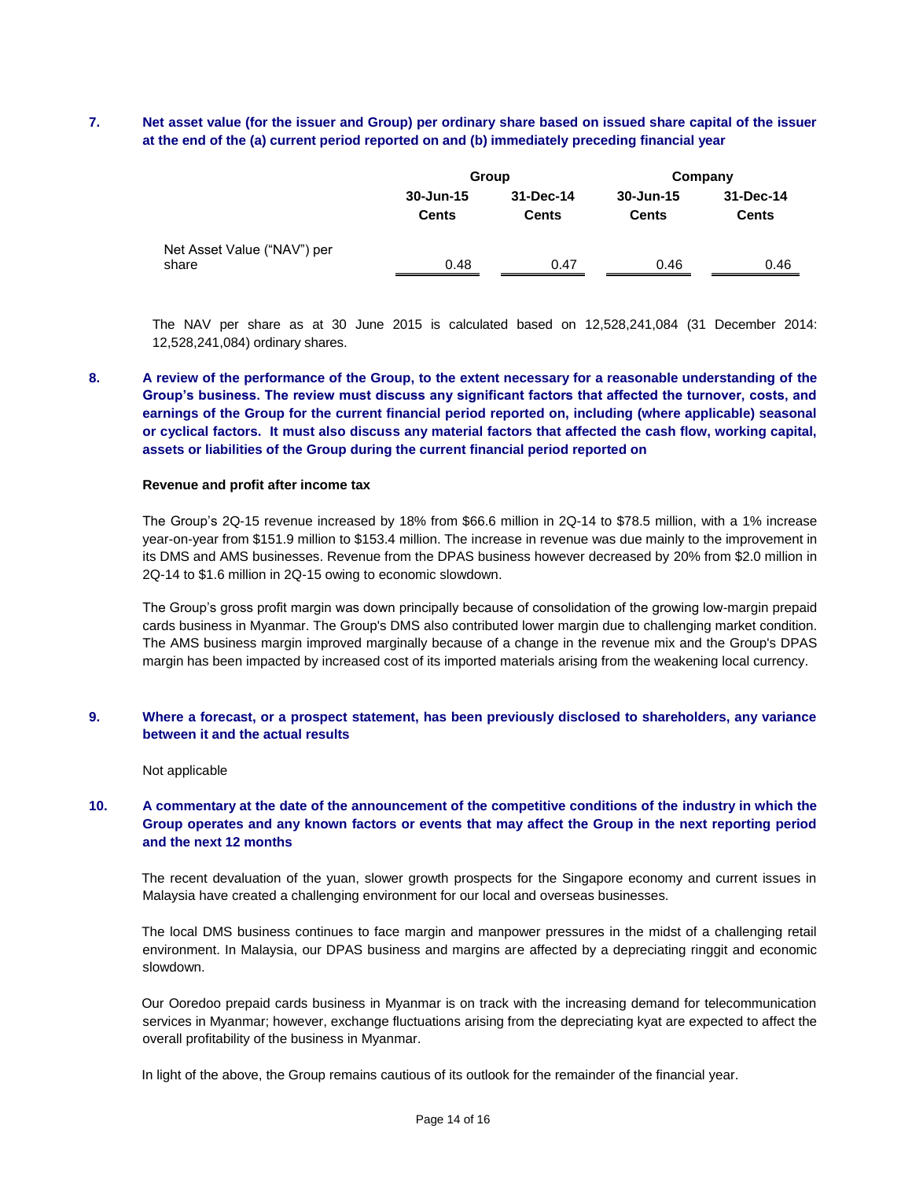**7. Net asset value (for the issuer and Group) per ordinary share based on issued share capital of the issuer at the end of the (a) current period reported on and (b) immediately preceding financial year**

| | Group | | Company | |
|---|---|---|---|---|
| | 30-Jun-15 | 31-Dec-14 | 30-Jun-15 | 31-Dec-14 |
| | Cents | Cents | Cents | Cents |
| Net Asset Value ("NAV") per share | 0.48 | 0.47 | 0.46 | 0.46 |

The NAV per share as at 30 June 2015 is calculated based on 12,528,241,084 (31 December 2014: 12,528,241,084) ordinary shares.

**8. A review of the performance of the Group, to the extent necessary for a reasonable understanding of the Group's business. The review must discuss any significant factors that affected the turnover, costs, and earnings of the Group for the current financial period reported on, including (where applicable) seasonal or cyclical factors. It must also discuss any material factors that affected the cash flow, working capital, assets or liabilities of the Group during the current financial period reported on**

**Revenue and profit after income tax**

The Group's 2Q-15 revenue increased by 18% from $66.6 million in 2Q-14 to $78.5 million, with a 1% increase year-on-year from $151.9 million to $153.4 million. The increase in revenue was due mainly to the improvement in its DMS and AMS businesses. Revenue from the DPAS business however decreased by 20% from $2.0 million in 2Q-14 to $1.6 million in 2Q-15 owing to economic slowdown.

The Group's gross profit margin was down principally because of consolidation of the growing low-margin prepaid cards business in Myanmar. The Group's DMS also contributed lower margin due to challenging market condition. The AMS business margin improved marginally because of a change in the revenue mix and the Group's DPAS margin has been impacted by increased cost of its imported materials arising from the weakening local currency.

**9. Where a forecast, or a prospect statement, has been previously disclosed to shareholders, any variance between it and the actual results**

Not applicable

**10. A commentary at the date of the announcement of the competitive conditions of the industry in which the Group operates and any known factors or events that may affect the Group in the next reporting period and the next 12 months**

The recent devaluation of the yuan, slower growth prospects for the Singapore economy and current issues in Malaysia have created a challenging environment for our local and overseas businesses.

The local DMS business continues to face margin and manpower pressures in the midst of a challenging retail environment. In Malaysia, our DPAS business and margins are affected by a depreciating ringgit and economic slowdown.

Our Ooredoo prepaid cards business in Myanmar is on track with the increasing demand for telecommunication services in Myanmar; however, exchange fluctuations arising from the depreciating kyat are expected to affect the overall profitability of the business in Myanmar.

In light of the above, the Group remains cautious of its outlook for the remainder of the financial year.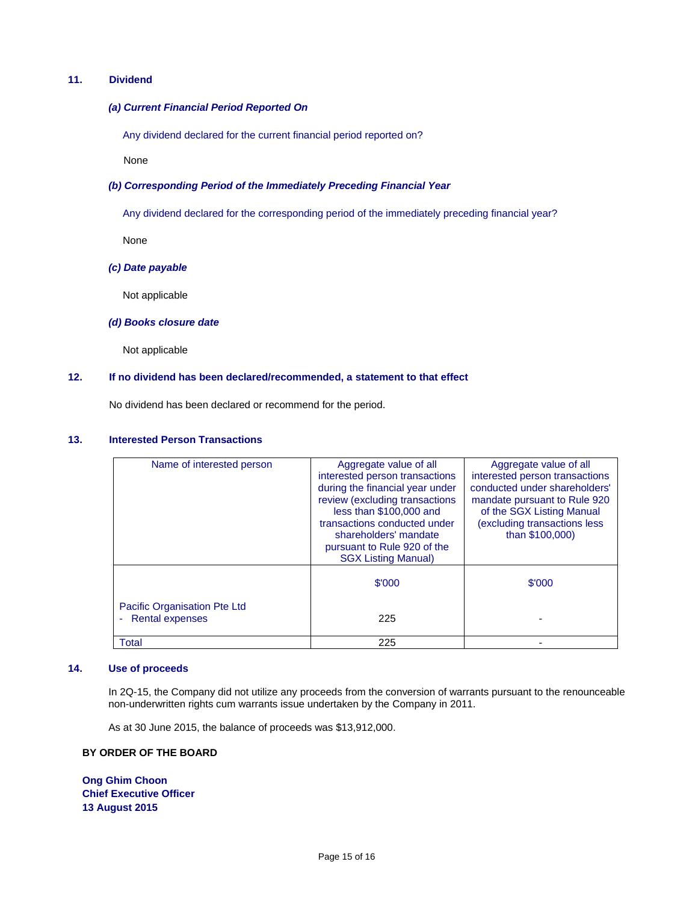## 11. Dividend

### *(a) Current Financial Period Reported On*

Any dividend declared for the current financial period reported on?

None

### *(b) Corresponding Period of the Immediately Preceding Financial Year*

Any dividend declared for the corresponding period of the immediately preceding financial year?

None

### *(c) Date payable*

Not applicable

### *(d) Books closure date*

Not applicable

## 12. If no dividend has been declared/recommended, a statement to that effect

No dividend has been declared or recommend for the period.

## 13. Interested Person Transactions

| Name of interested person | Aggregate value of all interested person transactions during the financial year under review (excluding transactions less than $100,000 and transactions conducted under shareholders' mandate pursuant to Rule 920 of the SGX Listing Manual) | Aggregate value of all interested person transactions conducted under shareholders' mandate pursuant to Rule 920 of the SGX Listing Manual (excluding transactions less than $100,000) |
|---|---|---|
| | $'000 | $'000 |
| Pacific Organisation Pte Ltd<br>- Rental expenses | 225 | - |
| Total | 225 | - |

## 14. Use of proceeds

In 2Q-15, the Company did not utilize any proceeds from the conversion of warrants pursuant to the renounceable non-underwritten rights cum warrants issue undertaken by the Company in 2011.

As at 30 June 2015, the balance of proceeds was $13,912,000.

**BY ORDER OF THE BOARD**

**Ong Ghim Choon**
**Chief Executive Officer**
**13 August 2015**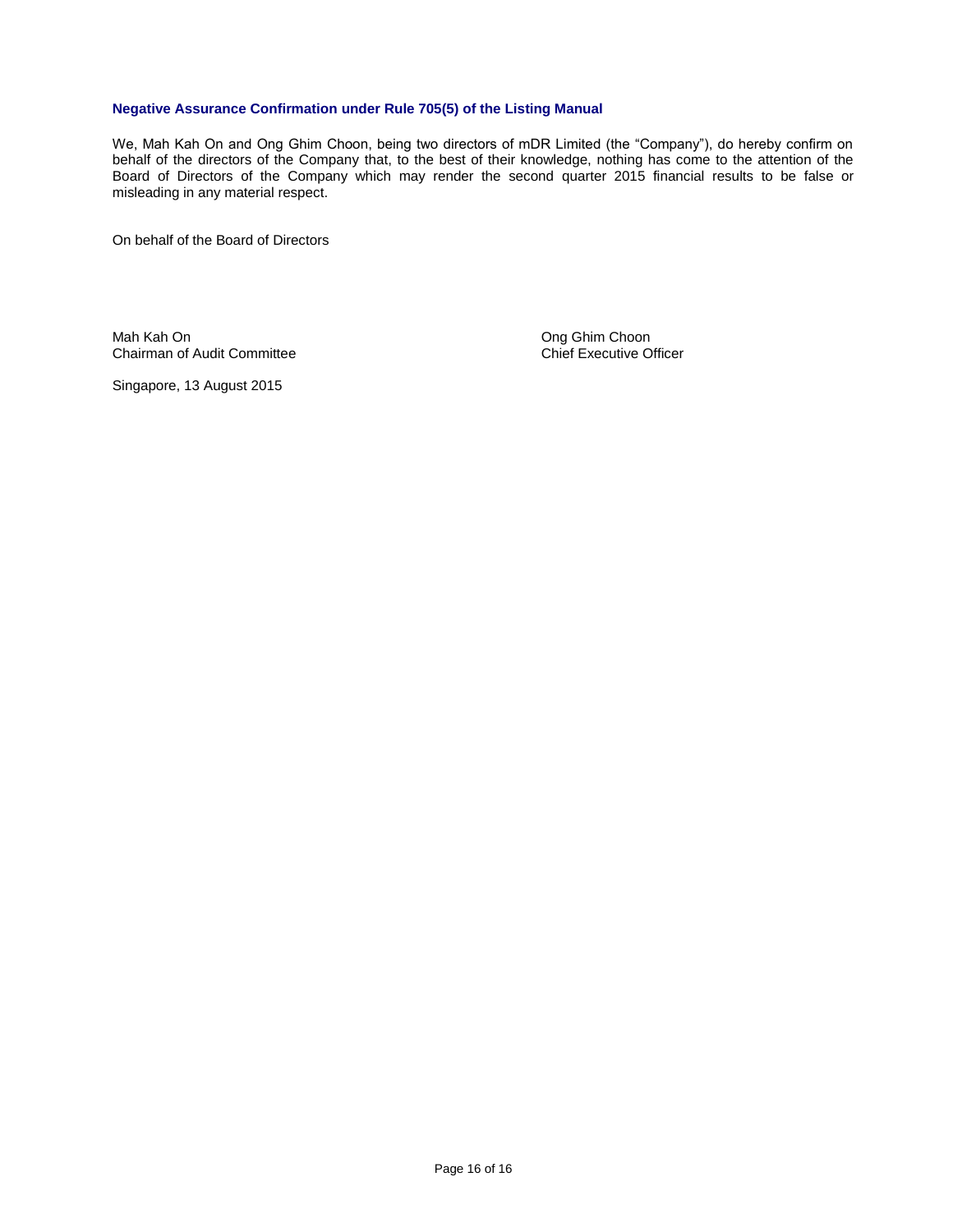**Negative Assurance Confirmation under Rule 705(5) of the Listing Manual**

We, Mah Kah On and Ong Ghim Choon, being two directors of mDR Limited (the "Company"), do hereby confirm on behalf of the directors of the Company that, to the best of their knowledge, nothing has come to the attention of the Board of Directors of the Company which may render the second quarter 2015 financial results to be false or misleading in any material respect.

On behalf of the Board of Directors

Mah Kah On
Chairman of Audit Committee

Ong Ghim Choon
Chief Executive Officer

Singapore, 13 August 2015